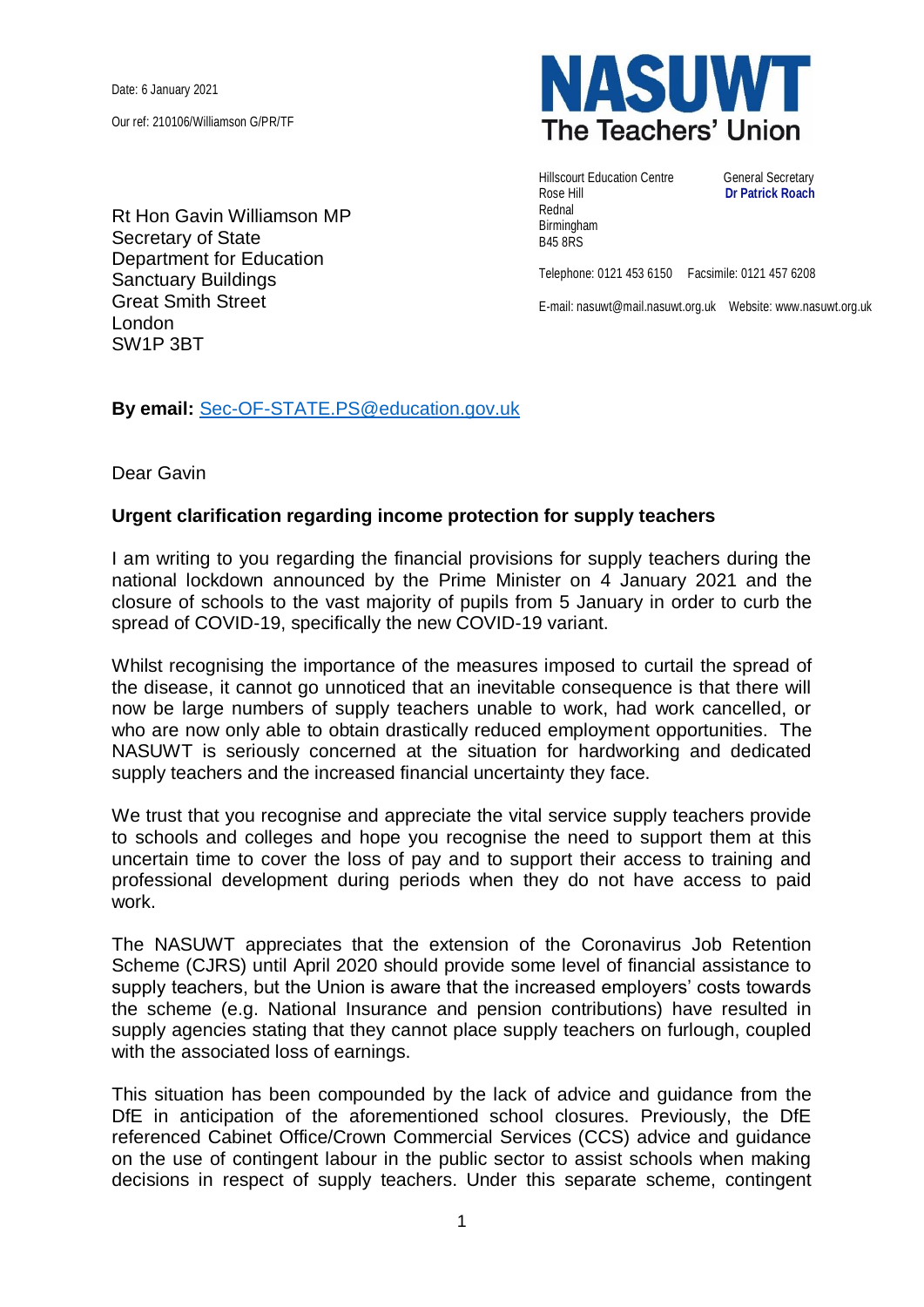Date: 6 January 2021

Our ref: 210106/Williamson G/PR/TF

**NASUWT**
**The Teachers' Union**

Hillscourt Education Centre
Rose Hill
Rednal
Birmingham
B45 8RS

General Secretary
**Dr Patrick Roach**

Telephone: 0121 453 6150 Facsimile: 0121 457 6208

E-mail: nasuwt@mail.nasuwt.org.uk Website: www.nasuwt.org.uk

Rt Hon Gavin Williamson MP
Secretary of State
Department for Education
Sanctuary Buildings
Great Smith Street
London
SW1P 3BT

**By email:** Sec-OF-STATE.PS@education.gov.uk

Dear Gavin

**Urgent clarification regarding income protection for supply teachers**

I am writing to you regarding the financial provisions for supply teachers during the national lockdown announced by the Prime Minister on 4 January 2021 and the closure of schools to the vast majority of pupils from 5 January in order to curb the spread of COVID-19, specifically the new COVID-19 variant.

Whilst recognising the importance of the measures imposed to curtail the spread of the disease, it cannot go unnoticed that an inevitable consequence is that there will now be large numbers of supply teachers unable to work, had work cancelled, or who are now only able to obtain drastically reduced employment opportunities. The NASUWT is seriously concerned at the situation for hardworking and dedicated supply teachers and the increased financial uncertainty they face.

We trust that you recognise and appreciate the vital service supply teachers provide to schools and colleges and hope you recognise the need to support them at this uncertain time to cover the loss of pay and to support their access to training and professional development during periods when they do not have access to paid work.

The NASUWT appreciates that the extension of the Coronavirus Job Retention Scheme (CJRS) until April 2020 should provide some level of financial assistance to supply teachers, but the Union is aware that the increased employers' costs towards the scheme (e.g. National Insurance and pension contributions) have resulted in supply agencies stating that they cannot place supply teachers on furlough, coupled with the associated loss of earnings.

This situation has been compounded by the lack of advice and guidance from the DfE in anticipation of the aforementioned school closures. Previously, the DfE referenced Cabinet Office/Crown Commercial Services (CCS) advice and guidance on the use of contingent labour in the public sector to assist schools when making decisions in respect of supply teachers. Under this separate scheme, contingent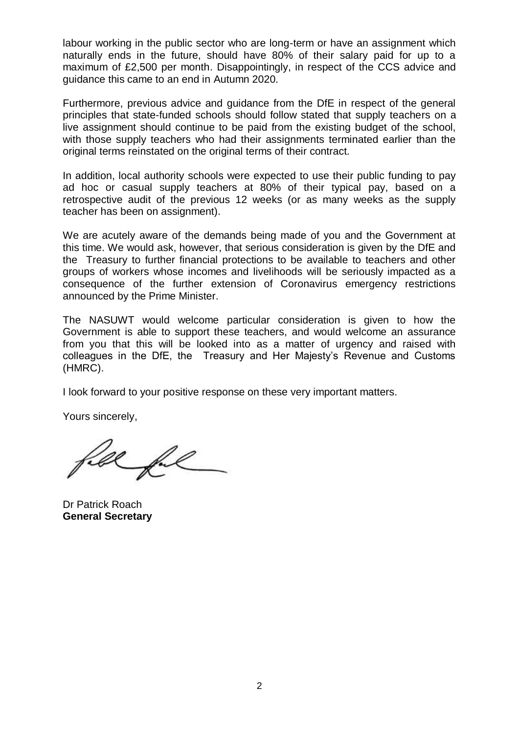labour working in the public sector who are long-term or have an assignment which naturally ends in the future, should have 80% of their salary paid for up to a maximum of £2,500 per month. Disappointingly, in respect of the CCS advice and guidance this came to an end in Autumn 2020.

Furthermore, previous advice and guidance from the DfE in respect of the general principles that state-funded schools should follow stated that supply teachers on a live assignment should continue to be paid from the existing budget of the school, with those supply teachers who had their assignments terminated earlier than the original terms reinstated on the original terms of their contract.

In addition, local authority schools were expected to use their public funding to pay ad hoc or casual supply teachers at 80% of their typical pay, based on a retrospective audit of the previous 12 weeks (or as many weeks as the supply teacher has been on assignment).

We are acutely aware of the demands being made of you and the Government at this time. We would ask, however, that serious consideration is given by the DfE and the Treasury to further financial protections to be available to teachers and other groups of workers whose incomes and livelihoods will be seriously impacted as a consequence of the further extension of Coronavirus emergency restrictions announced by the Prime Minister.

The NASUWT would welcome particular consideration is given to how the Government is able to support these teachers, and would welcome an assurance from you that this will be looked into as a matter of urgency and raised with colleagues in the DfE, the Treasury and Her Majesty's Revenue and Customs (HMRC).

I look forward to your positive response on these very important matters.

Yours sincerely,

Dr Patrick Roach
**General Secretary**